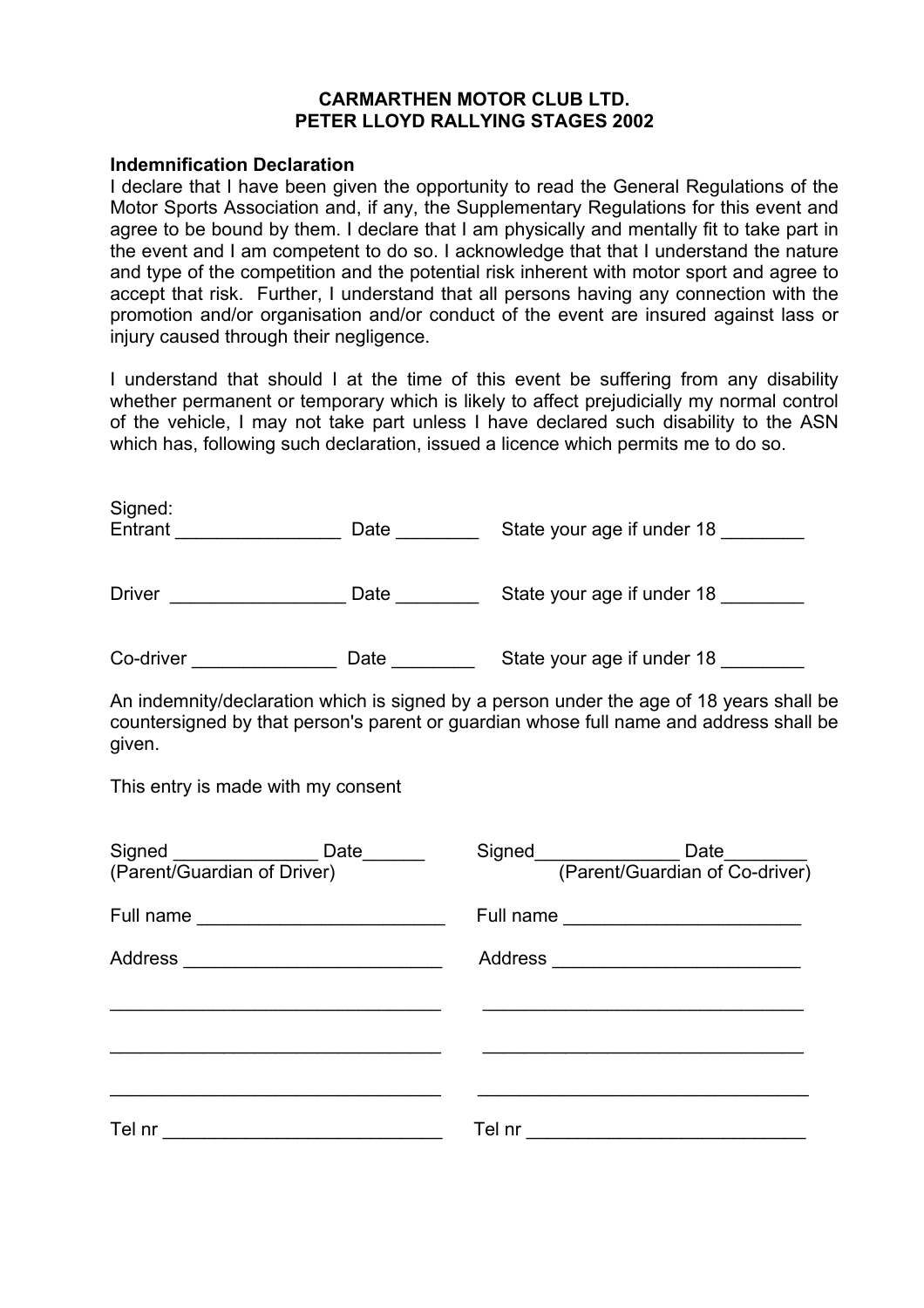**CARMARTHEN MOTOR CLUB LTD.**
**PETER LLOYD RALLYING STAGES 2002**

**Indemnification Declaration**

I declare that I have been given the opportunity to read the General Regulations of the Motor Sports Association and, if any, the Supplementary Regulations for this event and agree to be bound by them. I declare that I am physically and mentally fit to take part in the event and I am competent to do so. I acknowledge that that I understand the nature and type of the competition and the potential risk inherent with motor sport and agree to accept that risk. Further, I understand that all persons having any connection with the promotion and/or organisation and/or conduct of the event are insured against lass or injury caused through their negligence.

I understand that should I at the time of this event be suffering from any disability whether permanent or temporary which is likely to affect prejudicially my normal control of the vehicle, I may not take part unless I have declared such disability to the ASN which has, following such declaration, issued a licence which permits me to do so.

Signed:
Entrant ________________ Date ________ State your age if under 18 ________

Driver _________________ Date ________ State your age if under 18 ________

Co-driver ______________ Date ________ State your age if under 18 ________

An indemnity/declaration which is signed by a person under the age of 18 years shall be countersigned by that person's parent or guardian whose full name and address shall be given.

This entry is made with my consent

Signed ______________ Date______
(Parent/Guardian of Driver)

Full name ________________________

Address _________________________

________________________________

________________________________

________________________________

Tel nr ___________________________

Signed______________ Date________
(Parent/Guardian of Co-driver)

Full name _______________________

Address ________________________

________________________________

________________________________

________________________________

Tel nr ___________________________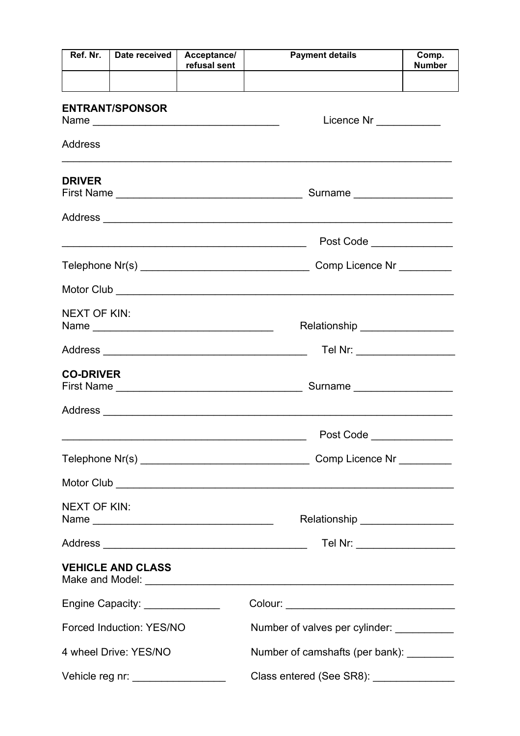| Ref. Nr. | Date received | Acceptance/ refusal sent | Payment details | Comp. Number |
|---|---|---|---|---|
| | | | | |

**ENTRANT/SPONSOR**

Name ________________________________ Licence Nr ___________

Address

_________________________________________________________________

**DRIVER**

First Name ________________________________ Surname ________________

Address _________________________________________________________

___________________________________________ Post Code ______________

Telephone Nr(s) _____________________________ Comp Licence Nr _________

Motor Club ______________________________________________________

NEXT OF KIN:

Name _______________________________ Relationship ________________

Address ___________________________________ Tel Nr: ________________

**CO-DRIVER**

First Name ________________________________ Surname ________________

Address _________________________________________________________

___________________________________________ Post Code ______________

Telephone Nr(s) _____________________________ Comp Licence Nr _________

Motor Club ______________________________________________________

NEXT OF KIN:

Name _______________________________ Relationship ________________

Address ___________________________________ Tel Nr: ________________

**VEHICLE AND CLASS**

Make and Model: ___________________________________________________

Engine Capacity: _____________ Colour: _____________________________

Forced Induction: YES/NO Number of valves per cylinder: __________

4 wheel Drive: YES/NO Number of camshafts (per bank): ________

Vehicle reg nr: ________________ Class entered (See SR8): ______________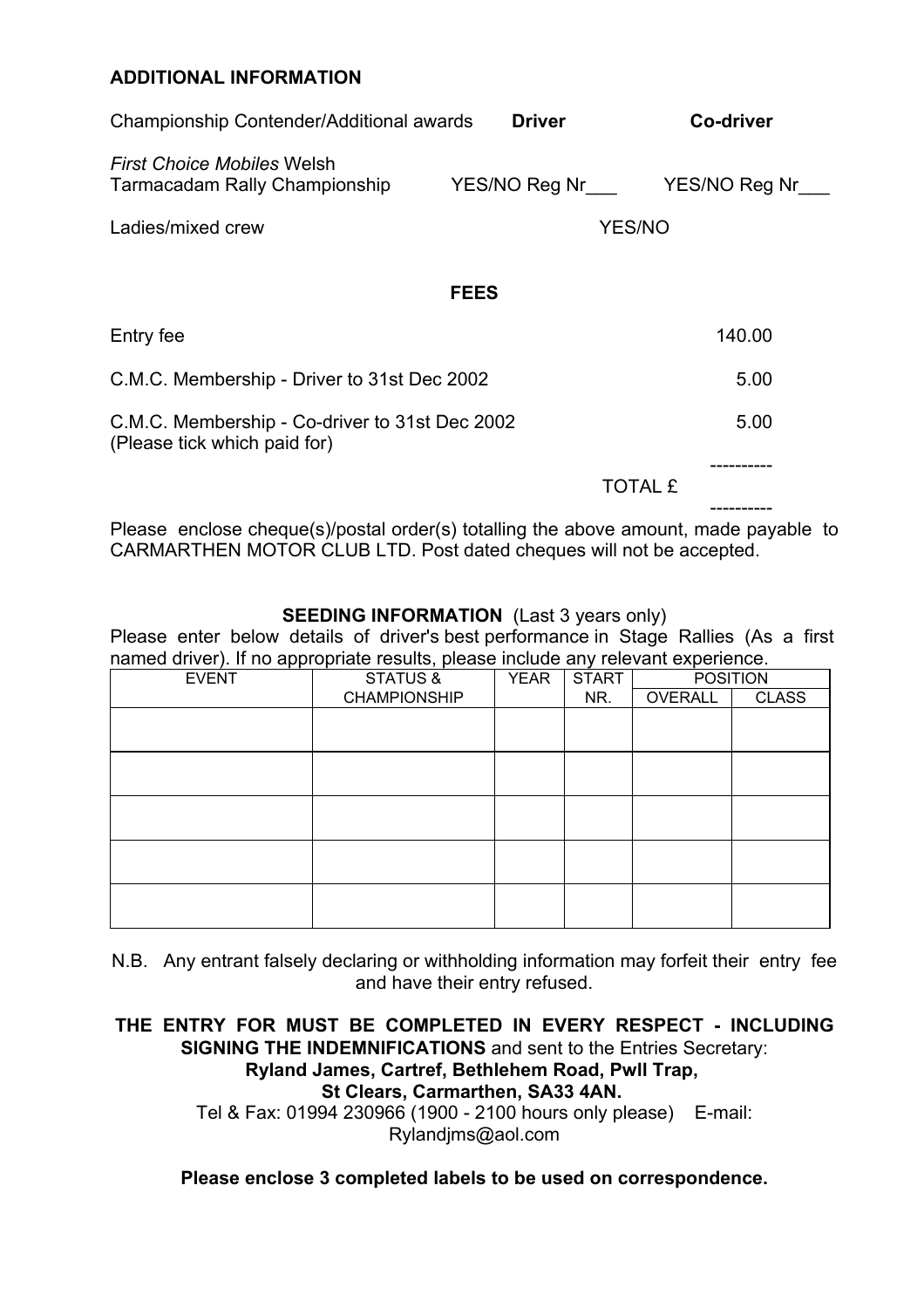**ADDITIONAL INFORMATION**

| Championship Contender/Additional awards | **Driver** | **Co-driver** |
|---|---|---|
| *First Choice Mobiles* Welsh Tarmacadam Rally Championship | YES/NO Reg Nr___ | YES/NO Reg Nr___ |
| Ladies/mixed crew | YES/NO | |

**FEES**

| | |
|---|---|
| Entry fee | 140.00 |
| C.M.C. Membership - Driver to 31st Dec 2002 | 5.00 |
| C.M.C. Membership - Co-driver to 31st Dec 2002 (Please tick which paid for) | 5.00 |
| TOTAL £ | |

Please enclose cheque(s)/postal order(s) totalling the above amount, made payable to CARMARTHEN MOTOR CLUB LTD. Post dated cheques will not be accepted.

**SEEDING INFORMATION** (Last 3 years only)

Please enter below details of driver's best performance in Stage Rallies (As a first named driver). If no appropriate results, please include any relevant experience.

| EVENT | STATUS & CHAMPIONSHIP | YEAR | START NR. | POSITION | |
|---|---|---|---|---|---|
| | | | | OVERALL | CLASS |
| | | | | | |
| | | | | | |
| | | | | | |
| | | | | | |
| | | | | | |

N.B. Any entrant falsely declaring or withholding information may forfeit their entry fee and have their entry refused.

**THE ENTRY FOR MUST BE COMPLETED IN EVERY RESPECT - INCLUDING SIGNING THE INDEMNIFICATIONS** and sent to the Entries Secretary:
**Ryland James, Cartref, Bethlehem Road, Pwll Trap,**
**St Clears, Carmarthen, SA33 4AN.**
Tel & Fax: 01994 230966 (1900 - 2100 hours only please) E-mail: Rylandjms@aol.com

**Please enclose 3 completed labels to be used on correspondence.**